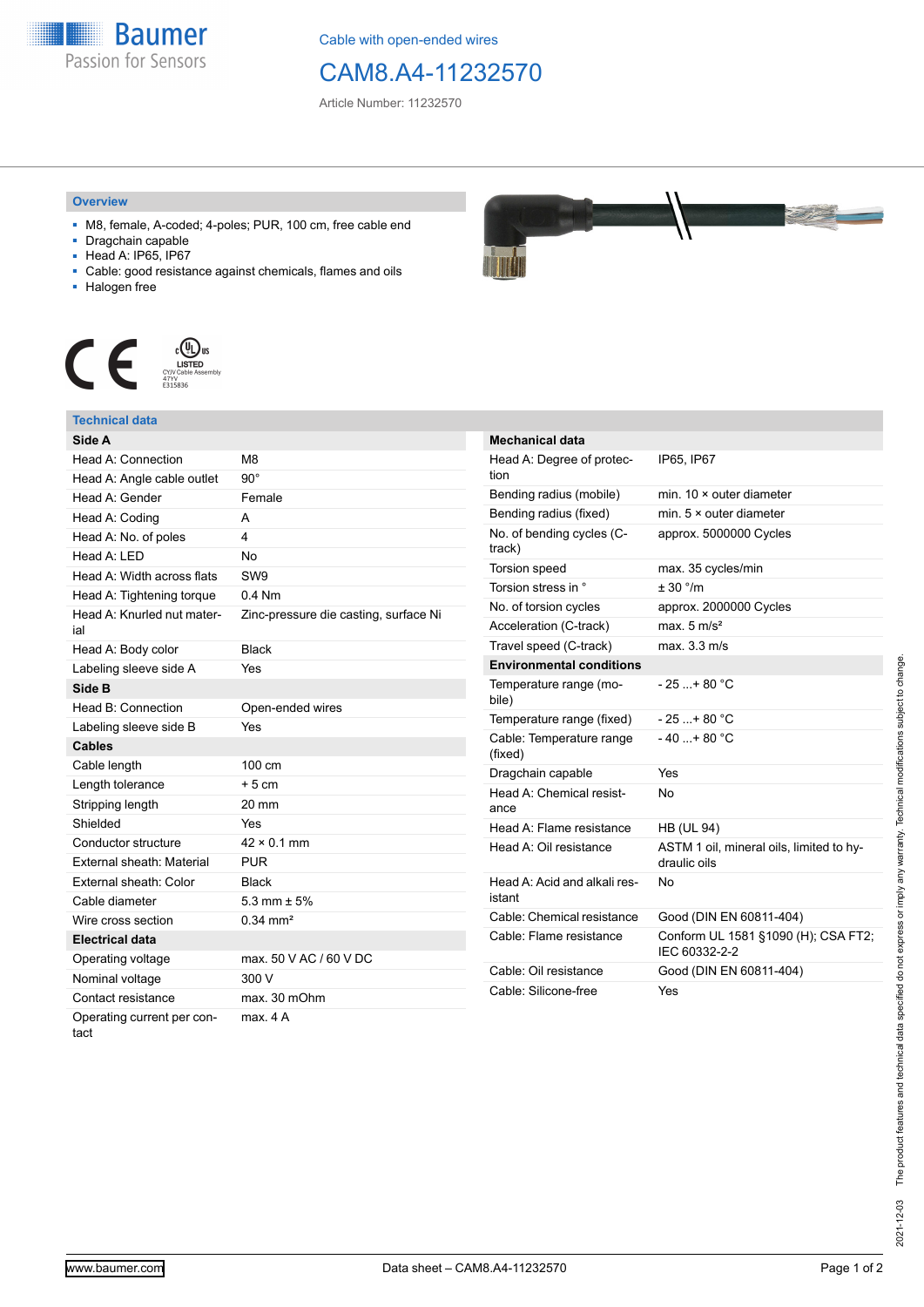Cable with open-ended wires

# CAM8.A4-11232570

Article Number: 11232570

## Overview

- M8, female, A-coded; 4-poles; PUR, 100 cm, free cable end
- Dragchain capable
- Head A: IP65, IP67
- Cable: good resistance against chemicals, flames and oils
- Halogen free

## Technical data

| Side A | |
|---|---|
| Head A: Connection | M8 |
| Head A: Angle cable outlet | 90° |
| Head A: Gender | Female |
| Head A: Coding | A |
| Head A: No. of poles | 4 |
| Head A: LED | No |
| Head A: Width across flats | SW9 |
| Head A: Tightening torque | 0.4 Nm |
| Head A: Knurled nut material | Zinc-pressure die casting, surface Ni |
| Head A: Body color | Black |
| Labeling sleeve side A | Yes |
| **Side B** | |
| Head B: Connection | Open-ended wires |
| Labeling sleeve side B | Yes |
| **Cables** | |
| Cable length | 100 cm |
| Length tolerance | + 5 cm |
| Stripping length | 20 mm |
| Shielded | Yes |
| Conductor structure | 42 × 0.1 mm |
| External sheath: Material | PUR |
| External sheath: Color | Black |
| Cable diameter | 5.3 mm ± 5% |
| Wire cross section | 0.34 mm² |
| **Electrical data** | |
| Operating voltage | max. 50 V AC / 60 V DC |
| Nominal voltage | 300 V |
| Contact resistance | max. 30 mOhm |
| Operating current per contact | max. 4 A |

| Mechanical data | |
|---|---|
| Head A: Degree of protection | IP65, IP67 |
| Bending radius (mobile) | min. 10 × outer diameter |
| Bending radius (fixed) | min. 5 × outer diameter |
| No. of bending cycles (C-track) | approx. 5000000 Cycles |
| Torsion speed | max. 35 cycles/min |
| Torsion stress in ° | ± 30 °/m |
| No. of torsion cycles | approx. 2000000 Cycles |
| Acceleration (C-track) | max. 5 m/s² |
| Travel speed (C-track) | max. 3.3 m/s |
| **Environmental conditions** | |
| Temperature range (mobile) | - 25 ...+ 80 °C |
| Temperature range (fixed) | - 25 ...+ 80 °C |
| Cable: Temperature range (fixed) | - 40 ...+ 80 °C |
| Dragchain capable | Yes |
| Head A: Chemical resistance | No |
| Head A: Flame resistance | HB (UL 94) |
| Head A: Oil resistance | ASTM 1 oil, mineral oils, limited to hydraulic oils |
| Head A: Acid and alkali resistant | No |
| Cable: Chemical resistance | Good (DIN EN 60811-404) |
| Cable: Flame resistance | Conform UL 1581 §1090 (H); CSA FT2; IEC 60332-2-2 |
| Cable: Oil resistance | Good (DIN EN 60811-404) |
| Cable: Silicone-free | Yes |

2021-12-03 The product features and technical data specified do not express or imply any warranty. Technical modifications subject to change.

www.baumer.com Data sheet – CAM8.A4-11232570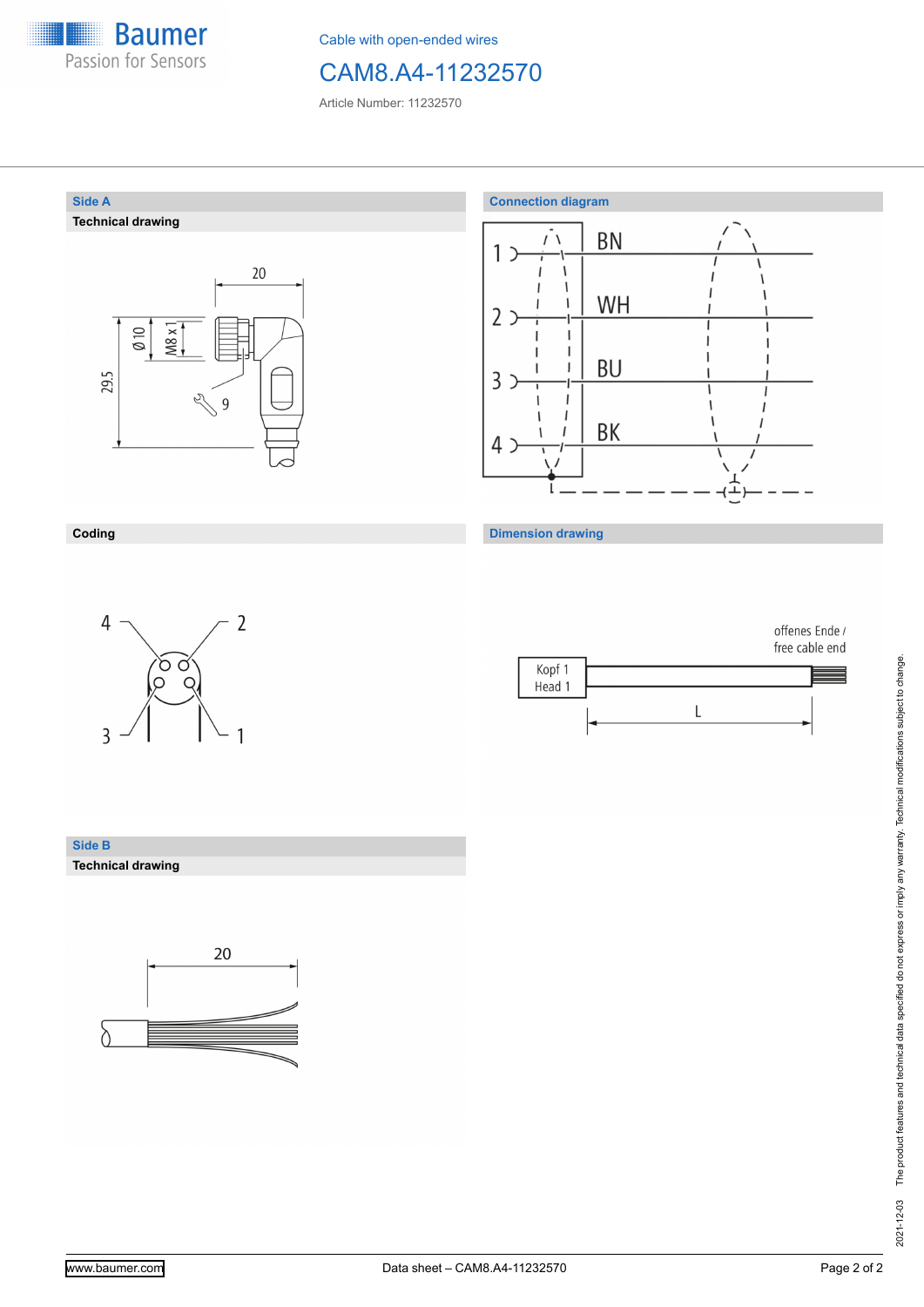Cable with open-ended wires

# CAM8.A4-11232570

Article Number: 11232570

## Side A

### Technical drawing

20
Ø 10
M8 x 1
29.5
9

## Connection diagram

1 BN
2 WH
3 BU
4 BK

### Coding

4
2
3
1

## Dimension drawing

Kopf 1
Head 1
offenes Ende /
free cable end
L

## Side B

### Technical drawing

20

The product features and technical data specified do not express or imply any warranty. Technical modifications subject to change.

2021-12-03

www.baumer.com

Data sheet – CAM8.A4-11232570